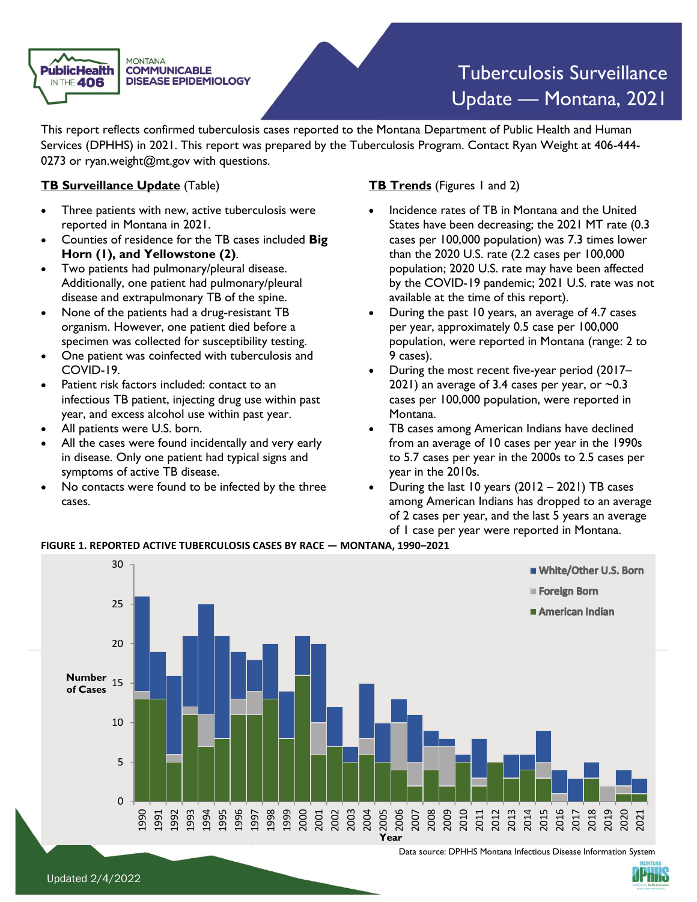MONTANA COMMUNICABLE DISEASE EPIDEMIOLOGY

# Tuberculosis Surveillance Update — Montana, 2021

This report reflects confirmed tuberculosis cases reported to the Montana Department of Public Health and Human Services (DPHHS) in 2021. This report was prepared by the Tuberculosis Program. Contact Ryan Weight at 406-444-0273 or ryan.weight@mt.gov with questions.

## TB Surveillance Update (Table)

- Three patients with new, active tuberculosis were reported in Montana in 2021.
- Counties of residence for the TB cases included **Big Horn (1), and Yellowstone (2)**.
- Two patients had pulmonary/pleural disease. Additionally, one patient had pulmonary/pleural disease and extrapulmonary TB of the spine.
- None of the patients had a drug-resistant TB organism. However, one patient died before a specimen was collected for susceptibility testing.
- One patient was coinfected with tuberculosis and COVID-19.
- Patient risk factors included: contact to an infectious TB patient, injecting drug use within past year, and excess alcohol use within past year.
- All patients were U.S. born.
- All the cases were found incidentally and very early in disease. Only one patient had typical signs and symptoms of active TB disease.
- No contacts were found to be infected by the three cases.

## TB Trends (Figures 1 and 2)

- Incidence rates of TB in Montana and the United States have been decreasing; the 2021 MT rate (0.3 cases per 100,000 population) was 7.3 times lower than the 2020 U.S. rate (2.2 cases per 100,000 population; 2020 U.S. rate may have been affected by the COVID-19 pandemic; 2021 U.S. rate was not available at the time of this report).
- During the past 10 years, an average of 4.7 cases per year, approximately 0.5 case per 100,000 population, were reported in Montana (range: 2 to 9 cases).
- During the most recent five-year period (2017–2021) an average of 3.4 cases per year, or ~0.3 cases per 100,000 population, were reported in Montana.
- TB cases among American Indians have declined from an average of 10 cases per year in the 1990s to 5.7 cases per year in the 2000s to 2.5 cases per year in the 2010s.
- During the last 10 years (2012 – 2021) TB cases among American Indians has dropped to an average of 2 cases per year, and the last 5 years an average of 1 case per year were reported in Montana.

**FIGURE 1. REPORTED ACTIVE TUBERCULOSIS CASES BY RACE — MONTANA, 1990–2021**

Data source: DPHHS Montana Infectious Disease Information System

Updated 2/4/2022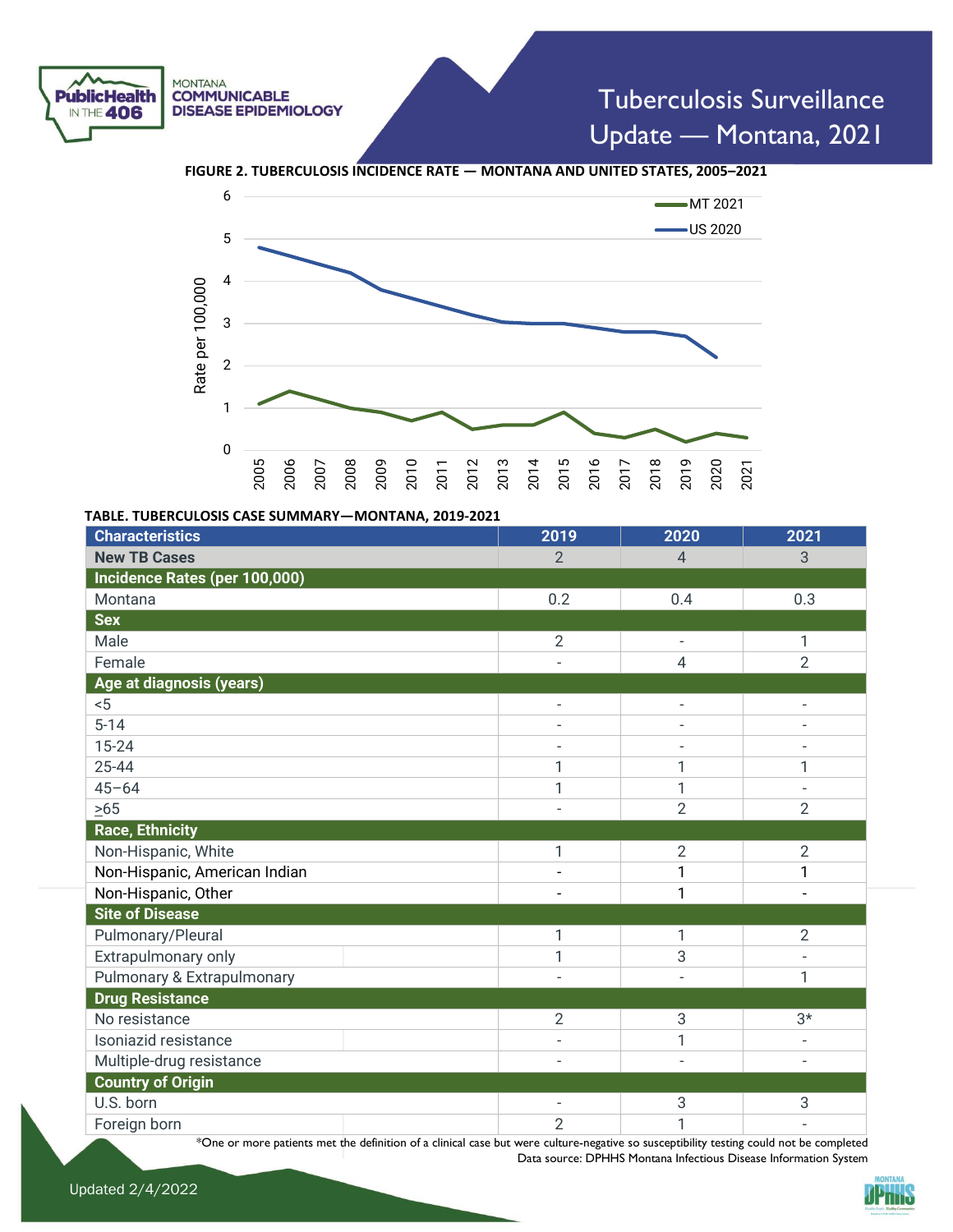# Tuberculosis Surveillance Update — Montana, 2021

MONTANA COMMUNICABLE DISEASE EPIDEMIOLOGY

**FIGURE 2. TUBERCULOSIS INCIDENCE RATE — MONTANA AND UNITED STATES, 2005–2021**

Rate per 100,000

6
5
4
3
2
1
0

2005 2006 2007 2008 2009 2010 2011 2012 2013 2014 2015 2016 2017 2018 2019 2020 2021

MT 2021
US 2020

**TABLE. TUBERCULOSIS CASE SUMMARY—MONTANA, 2019-2021**

| Characteristics | 2019 | 2020 | 2021 |
|---|---|---|---|
| **New TB Cases** | 2 | 4 | 3 |
| **Incidence Rates (per 100,000)** | | | |
| Montana | 0.2 | 0.4 | 0.3 |
| **Sex** | | | |
| Male | 2 | - | 1 |
| Female | - | 4 | 2 |
| **Age at diagnosis (years)** | | | |
| <5 | - | - | - |
| 5-14 | - | - | - |
| 15-24 | - | - | - |
| 25-44 | 1 | 1 | 1 |
| 45–64 | 1 | 1 | - |
| ≥65 | - | 2 | 2 |
| **Race, Ethnicity** | | | |
| Non-Hispanic, White | 1 | 2 | 2 |
| Non-Hispanic, American Indian | - | 1 | 1 |
| Non-Hispanic, Other | - | 1 | - |
| **Site of Disease** | | | |
| Pulmonary/Pleural | 1 | 1 | 2 |
| Extrapulmonary only | 1 | 3 | - |
| Pulmonary & Extrapulmonary | - | - | 1 |
| **Drug Resistance** | | | |
| No resistance | 2 | 3 | 3* |
| Isoniazid resistance | - | 1 | - |
| Multiple-drug resistance | - | - | - |
| **Country of Origin** | | | |
| U.S. born | - | 3 | 3 |
| Foreign born | 2 | 1 | - |

*One or more patients met the definition of a clinical case but were culture-negative so susceptibility testing could not be completed

Data source: DPHHS Montana Infectious Disease Information System

Updated 2/4/2022